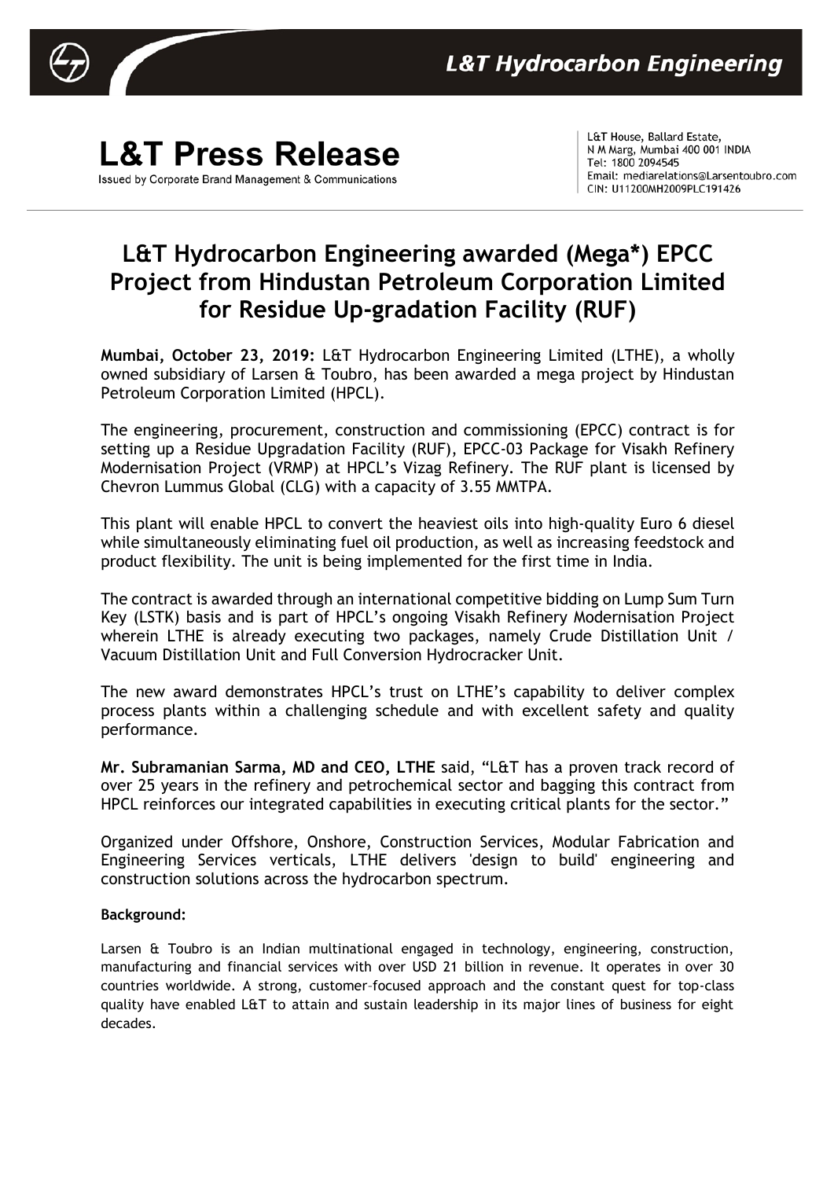# L&T Press Release

Issued by Corporate Brand Management & Communications

L&T House, Ballard Estate,
N M Marg, Mumbai 400 001 INDIA
Tel: 1800 2094545
Email: mediarelations@Larsentoubro.com
CIN: U11200MH2009PLC191426

## L&T Hydrocarbon Engineering awarded (Mega*) EPCC Project from Hindustan Petroleum Corporation Limited for Residue Up-gradation Facility (RUF)

**Mumbai, October 23, 2019:** L&T Hydrocarbon Engineering Limited (LTHE), a wholly owned subsidiary of Larsen & Toubro, has been awarded a mega project by Hindustan Petroleum Corporation Limited (HPCL).

The engineering, procurement, construction and commissioning (EPCC) contract is for setting up a Residue Upgradation Facility (RUF), EPCC-03 Package for Visakh Refinery Modernisation Project (VRMP) at HPCL's Vizag Refinery. The RUF plant is licensed by Chevron Lummus Global (CLG) with a capacity of 3.55 MMTPA.

This plant will enable HPCL to convert the heaviest oils into high-quality Euro 6 diesel while simultaneously eliminating fuel oil production, as well as increasing feedstock and product flexibility. The unit is being implemented for the first time in India.

The contract is awarded through an international competitive bidding on Lump Sum Turn Key (LSTK) basis and is part of HPCL's ongoing Visakh Refinery Modernisation Project wherein LTHE is already executing two packages, namely Crude Distillation Unit / Vacuum Distillation Unit and Full Conversion Hydrocracker Unit.

The new award demonstrates HPCL's trust on LTHE's capability to deliver complex process plants within a challenging schedule and with excellent safety and quality performance.

**Mr. Subramanian Sarma, MD and CEO, LTHE** said, "L&T has a proven track record of over 25 years in the refinery and petrochemical sector and bagging this contract from HPCL reinforces our integrated capabilities in executing critical plants for the sector."

Organized under Offshore, Onshore, Construction Services, Modular Fabrication and Engineering Services verticals, LTHE delivers 'design to build' engineering and construction solutions across the hydrocarbon spectrum.

**Background:**

Larsen & Toubro is an Indian multinational engaged in technology, engineering, construction, manufacturing and financial services with over USD 21 billion in revenue. It operates in over 30 countries worldwide. A strong, customer–focused approach and the constant quest for top-class quality have enabled L&T to attain and sustain leadership in its major lines of business for eight decades.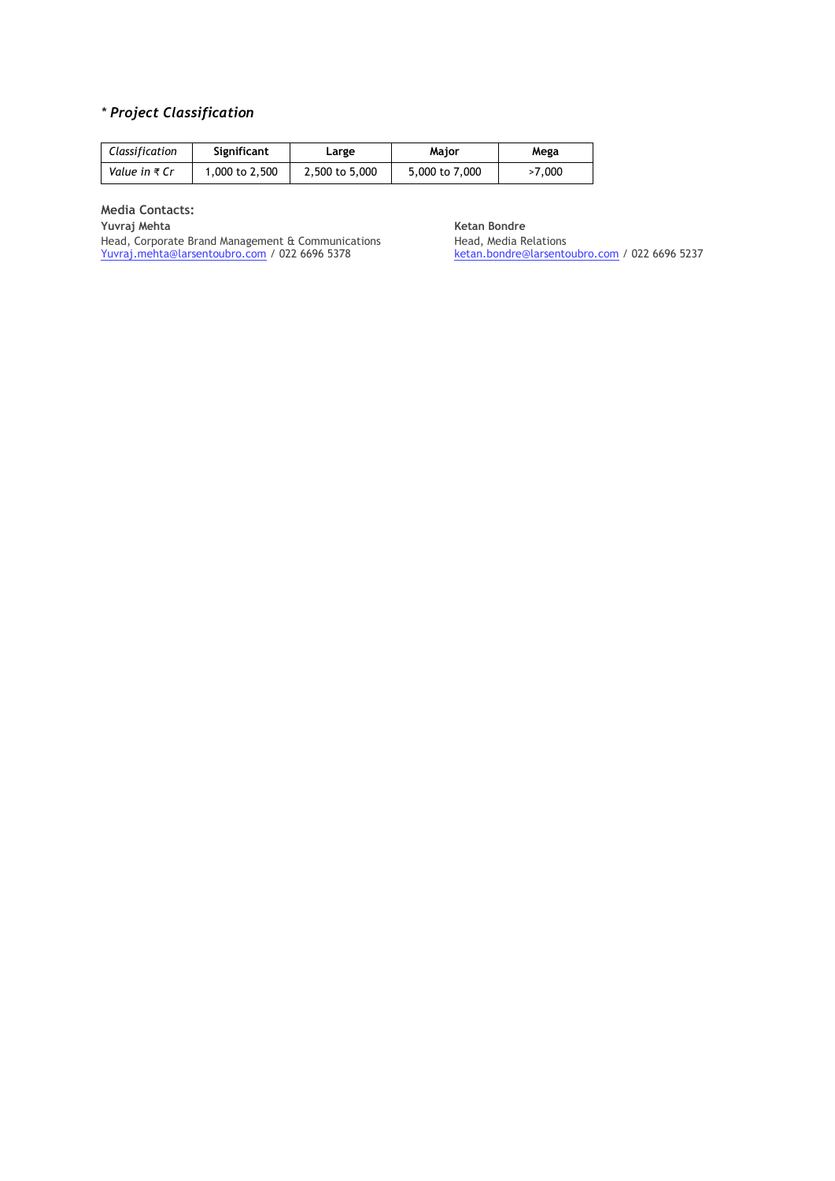### * *Project Classification*

| *Classification* | **Significant** | **Large** | **Major** | **Mega** |
|---|---|---|---|---|
| *Value in ₹ Cr* | 1,000 to 2,500 | 2,500 to 5,000 | 5,000 to 7,000 | >7,000 |

**Media Contacts:**

**Yuvraj Mehta**
Head, Corporate Brand Management & Communications
Yuvraj.mehta@larsentoubro.com / 022 6696 5378

**Ketan Bondre**
Head, Media Relations
ketan.bondre@larsentoubro.com / 022 6696 5237